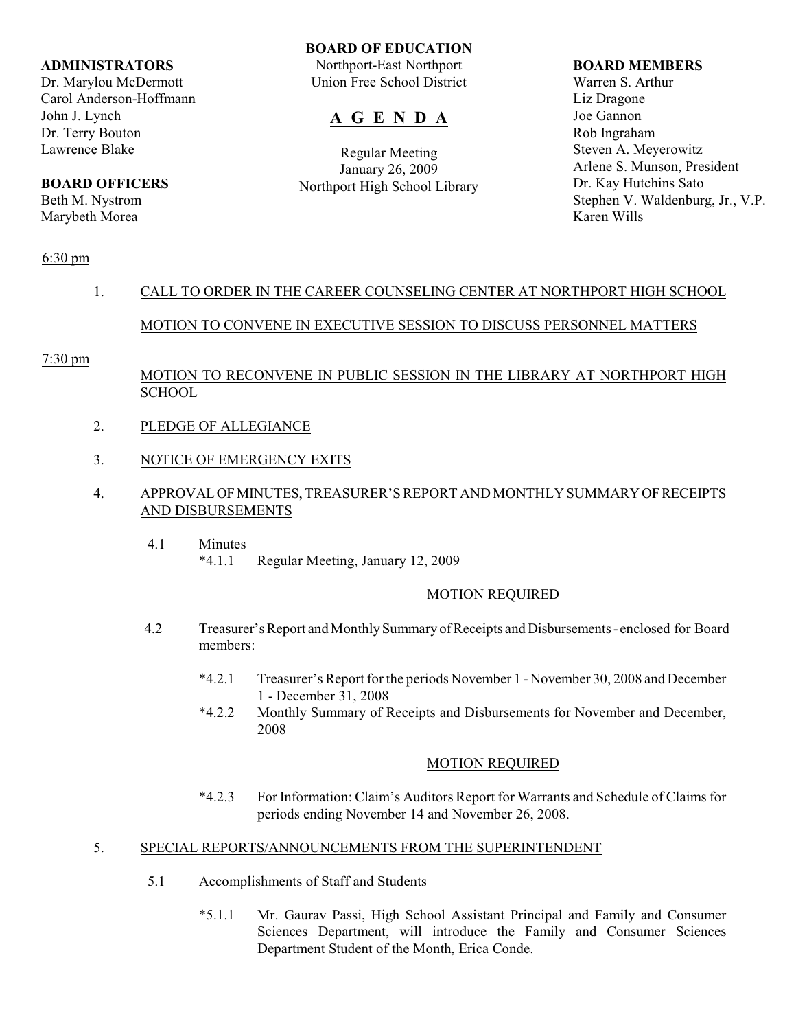**BOARD OF EDUCATION**
Northport-East Northport
Union Free School District

# A G E N D A

Regular Meeting
January 26, 2009
Northport High School Library

**ADMINISTRATORS**
Dr. Marylou McDermott
Carol Anderson-Hoffmann
John J. Lynch
Dr. Terry Bouton
Lawrence Blake

**BOARD OFFICERS**
Beth M. Nystrom
Marybeth Morea

**BOARD MEMBERS**
Warren S. Arthur
Liz Dragone
Joe Gannon
Rob Ingraham
Steven A. Meyerowitz
Arlene S. Munson, President
Dr. Kay Hutchins Sato
Stephen V. Waldenburg, Jr., V.P.
Karen Wills

6:30 pm

1. CALL TO ORDER IN THE CAREER COUNSELING CENTER AT NORTHPORT HIGH SCHOOL

   MOTION TO CONVENE IN EXECUTIVE SESSION TO DISCUSS PERSONNEL MATTERS

7:30 pm

   MOTION TO RECONVENE IN PUBLIC SESSION IN THE LIBRARY AT NORTHPORT HIGH SCHOOL

2. PLEDGE OF ALLEGIANCE

3. NOTICE OF EMERGENCY EXITS

4. APPROVAL OF MINUTES, TREASURER'S REPORT AND MONTHLY SUMMARY OF RECEIPTS AND DISBURSEMENTS

   4.1 Minutes
      *4.1.1 Regular Meeting, January 12, 2009

   MOTION REQUIRED

   4.2 Treasurer's Report and Monthly Summary of Receipts and Disbursements - enclosed for Board members:

      *4.2.1 Treasurer's Report for the periods November 1 - November 30, 2008 and December 1 - December 31, 2008
      *4.2.2 Monthly Summary of Receipts and Disbursements for November and December, 2008

   MOTION REQUIRED

      *4.2.3 For Information: Claim's Auditors Report for Warrants and Schedule of Claims for periods ending November 14 and November 26, 2008.

5. SPECIAL REPORTS/ANNOUNCEMENTS FROM THE SUPERINTENDENT

   5.1 Accomplishments of Staff and Students

      *5.1.1 Mr. Gaurav Passi, High School Assistant Principal and Family and Consumer Sciences Department, will introduce the Family and Consumer Sciences Department Student of the Month, Erica Conde.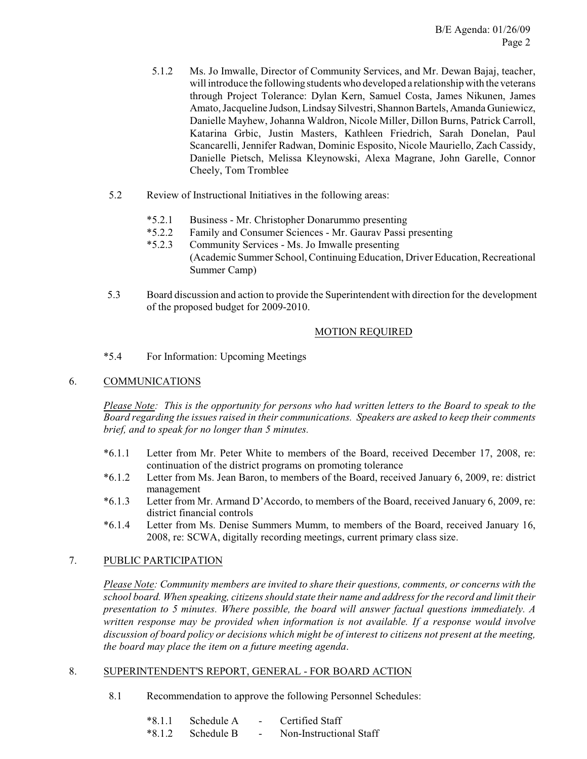5.1.2 Ms. Jo Imwalle, Director of Community Services, and Mr. Dewan Bajaj, teacher, will introduce the following students who developed a relationship with the veterans through Project Tolerance: Dylan Kern, Samuel Costa, James Nikunen, James Amato, Jacqueline Judson, Lindsay Silvestri, Shannon Bartels, Amanda Guniewicz, Danielle Mayhew, Johanna Waldron, Nicole Miller, Dillon Burns, Patrick Carroll, Katarina Grbic, Justin Masters, Kathleen Friedrich, Sarah Donelan, Paul Scancarelli, Jennifer Radwan, Dominic Esposito, Nicole Mauriello, Zach Cassidy, Danielle Pietsch, Melissa Kleynowski, Alexa Magrane, John Garelle, Connor Cheely, Tom Tromblee

5.2 Review of Instructional Initiatives in the following areas:

- *5.2.1 Business - Mr. Christopher Donarummo presenting
- *5.2.2 Family and Consumer Sciences - Mr. Gaurav Passi presenting
- *5.2.3 Community Services - Ms. Jo Imwalle presenting (Academic Summer School, Continuing Education, Driver Education, Recreational Summer Camp)

5.3 Board discussion and action to provide the Superintendent with direction for the development of the proposed budget for 2009-2010.

MOTION REQUIRED

*5.4 For Information: Upcoming Meetings

## 6. COMMUNICATIONS

*Please Note: This is the opportunity for persons who had written letters to the Board to speak to the Board regarding the issues raised in their communications. Speakers are asked to keep their comments brief, and to speak for no longer than 5 minutes.*

- *6.1.1 Letter from Mr. Peter White to members of the Board, received December 17, 2008, re: continuation of the district programs on promoting tolerance
- *6.1.2 Letter from Ms. Jean Baron, to members of the Board, received January 6, 2009, re: district management
- *6.1.3 Letter from Mr. Armand D'Accordo, to members of the Board, received January 6, 2009, re: district financial controls
- *6.1.4 Letter from Ms. Denise Summers Mumm, to members of the Board, received January 16, 2008, re: SCWA, digitally recording meetings, current primary class size.

## 7. PUBLIC PARTICIPATION

*Please Note: Community members are invited to share their questions, comments, or concerns with the school board. When speaking, citizens should state their name and address for the record and limit their presentation to 5 minutes. Where possible, the board will answer factual questions immediately. A written response may be provided when information is not available. If a response would involve discussion of board policy or decisions which might be of interest to citizens not present at the meeting, the board may place the item on a future meeting agenda.*

## 8. SUPERINTENDENT'S REPORT, GENERAL - FOR BOARD ACTION

8.1 Recommendation to approve the following Personnel Schedules:

- *8.1.1 Schedule A - Certified Staff
- *8.1.2 Schedule B - Non-Instructional Staff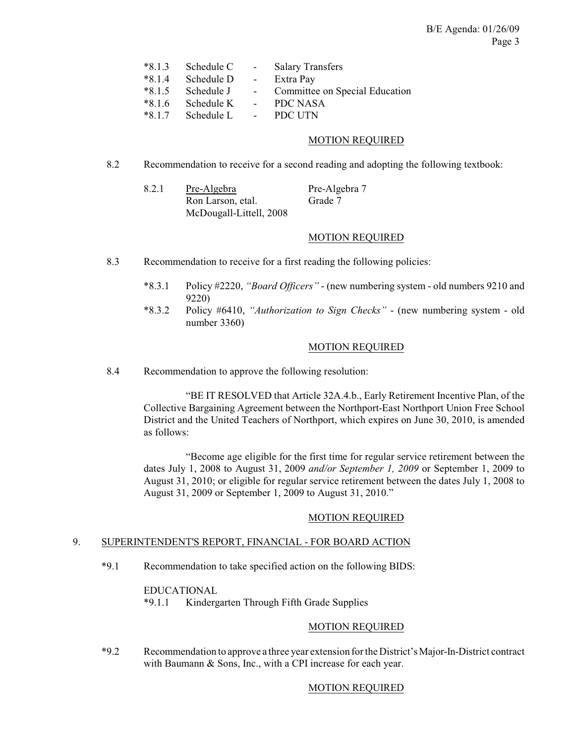*8.1.3 Schedule C - Salary Transfers
*8.1.4 Schedule D - Extra Pay
*8.1.5 Schedule J - Committee on Special Education
*8.1.6 Schedule K - PDC NASA
*8.1.7 Schedule L - PDC UTN

<u>MOTION REQUIRED</u>

8.2 Recommendation to receive for a second reading and adopting the following textbook:

8.2.1 <u>Pre-Algebra</u> Ron Larson, etal. McDougall-Littell, 2008 — Pre-Algebra 7, Grade 7

<u>MOTION REQUIRED</u>

8.3 Recommendation to receive for a first reading the following policies:

*8.3.1 Policy #2220, *"Board Officers"* - (new numbering system - old numbers 9210 and 9220)

*8.3.2 Policy #6410, *"Authorization to Sign Checks"* - (new numbering system - old number 3360)

<u>MOTION REQUIRED</u>

8.4 Recommendation to approve the following resolution:

"BE IT RESOLVED that Article 32A.4.b., Early Retirement Incentive Plan, of the Collective Bargaining Agreement between the Northport-East Northport Union Free School District and the United Teachers of Northport, which expires on June 30, 2010, is amended as follows:

"Become age eligible for the first time for regular service retirement between the dates July 1, 2008 to August 31, 2009 *and/or September 1, 2009* or September 1, 2009 to August 31, 2010; or eligible for regular service retirement between the dates July 1, 2008 to August 31, 2009 or September 1, 2009 to August 31, 2010."

<u>MOTION REQUIRED</u>

## 9. <u>SUPERINTENDENT'S REPORT, FINANCIAL - FOR BOARD ACTION</u>

*9.1 Recommendation to take specified action on the following BIDS:

EDUCATIONAL

*9.1.1 Kindergarten Through Fifth Grade Supplies

<u>MOTION REQUIRED</u>

*9.2 Recommendation to approve a three year extension for the District's Major-In-District contract with Baumann & Sons, Inc., with a CPI increase for each year.

<u>MOTION REQUIRED</u>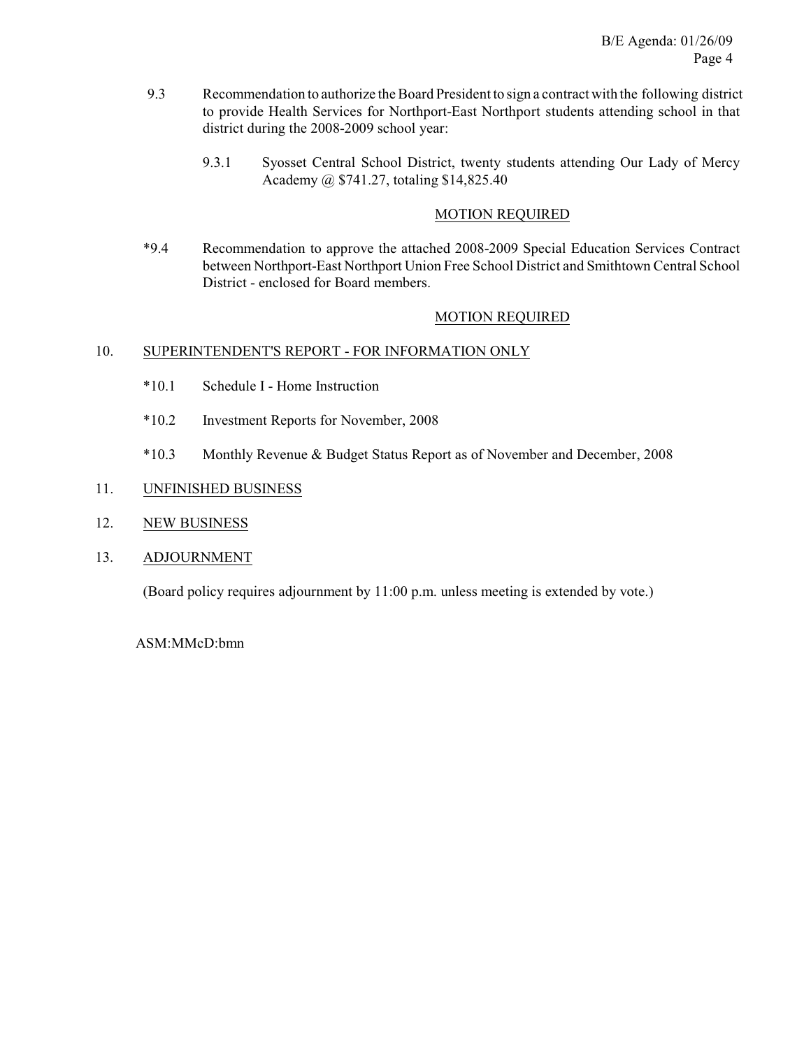9.3 Recommendation to authorize the Board President to sign a contract with the following district to provide Health Services for Northport-East Northport students attending school in that district during the 2008-2009 school year:

 9.3.1 Syosset Central School District, twenty students attending Our Lady of Mercy Academy @ $741.27, totaling $14,825.40

MOTION REQUIRED

*9.4 Recommendation to approve the attached 2008-2009 Special Education Services Contract between Northport-East Northport Union Free School District and Smithtown Central School District - enclosed for Board members.

MOTION REQUIRED

10. SUPERINTENDENT'S REPORT - FOR INFORMATION ONLY

 *10.1 Schedule I - Home Instruction

 *10.2 Investment Reports for November, 2008

 *10.3 Monthly Revenue & Budget Status Report as of November and December, 2008

11. UNFINISHED BUSINESS

12. NEW BUSINESS

13. ADJOURNMENT

(Board policy requires adjournment by 11:00 p.m. unless meeting is extended by vote.)

ASM:MMcD:bmn